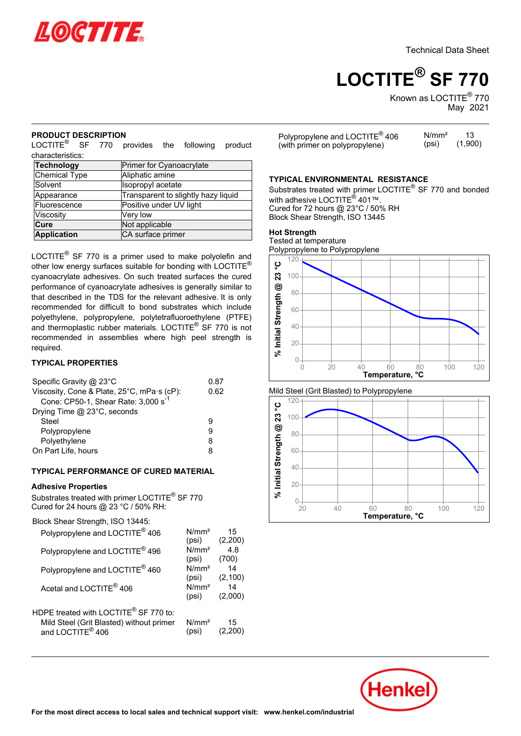Technical Data Sheet

# LOCTITE® SF 770

Known as LOCTITE® 770
May 2021

## PRODUCT DESCRIPTION

LOCTITE® SF 770 provides the following product characteristics:

| **Technology** | Primer for Cyanoacrylate |
|---|---|
| Chemical Type | Aliphatic amine |
| Solvent | Isopropyl acetate |
| Appearance | Transparent to slightly hazy liquid |
| Fluorescence | Positive under UV light |
| Viscosity | Very low |
| **Cure** | Not applicable |
| **Application** | CA surface primer |

LOCTITE® SF 770 is a primer used to make polyolefin and other low energy surfaces suitable for bonding with LOCTITE® cyanoacrylate adhesives. On such treated surfaces the cured performance of cyanoacrylate adhesives is generally similar to that described in the TDS for the relevant adhesive. It is only recommended for difficult to bond substrates which include polyethylene, polypropylene, polytetrafluoroethylene (PTFE) and thermoplastic rubber materials. LOCTITE® SF 770 is not recommended in assemblies where high peel strength is required.

## TYPICAL PROPERTIES

| | |
|---|---|
| Specific Gravity @ 23°C | 0.87 |
| Viscosity, Cone & Plate, 25°C, mPa·s (cP): | 0.62 |
| Cone: CP50-1, Shear Rate: 3,000 $s^{-1}$ | |
| Drying Time @ 23°C, seconds | |
| Steel | 9 |
| Polypropylene | 9 |
| Polyethylene | 8 |
| On Part Life, hours | 8 |

## TYPICAL PERFORMANCE OF CURED MATERIAL

### Adhesive Properties

Substrates treated with primer LOCTITE® SF 770
Cured for 24 hours @ 23 °C / 50% RH:

Block Shear Strength, ISO 13445:

| | | |
|---|---|---|
| Polypropylene and LOCTITE® 406 | N/mm² (psi) | 15 (2,200) |
| Polypropylene and LOCTITE® 496 | N/mm² (psi) | 4.8 (700) |
| Polypropylene and LOCTITE® 460 | N/mm² (psi) | 14 (2,100) |
| Acetal and LOCTITE® 406 | N/mm² (psi) | 14 (2,000) |

HDPE treated with LOCTITE® SF 770 to:

| | | |
|---|---|---|
| Mild Steel (Grit Blasted) without primer and LOCTITE® 406 | N/mm² (psi) | 15 (2,200) |
| Polypropylene and LOCTITE® 406 (with primer on polypropylene) | N/mm² (psi) | 13 (1,900) |

## TYPICAL ENVIRONMENTAL RESISTANCE

Substrates treated with primer LOCTITE® SF 770 and bonded with adhesive LOCTITE® 401™.
Cured for 72 hours @ 23°C / 50% RH
Block Shear Strength, ISO 13445

### Hot Strength

Tested at temperature
Polypropylene to Polypropylene

Mild Steel (Grit Blasted) to Polypropylene

For the most direct access to local sales and technical support visit: www.henkel.com/industrial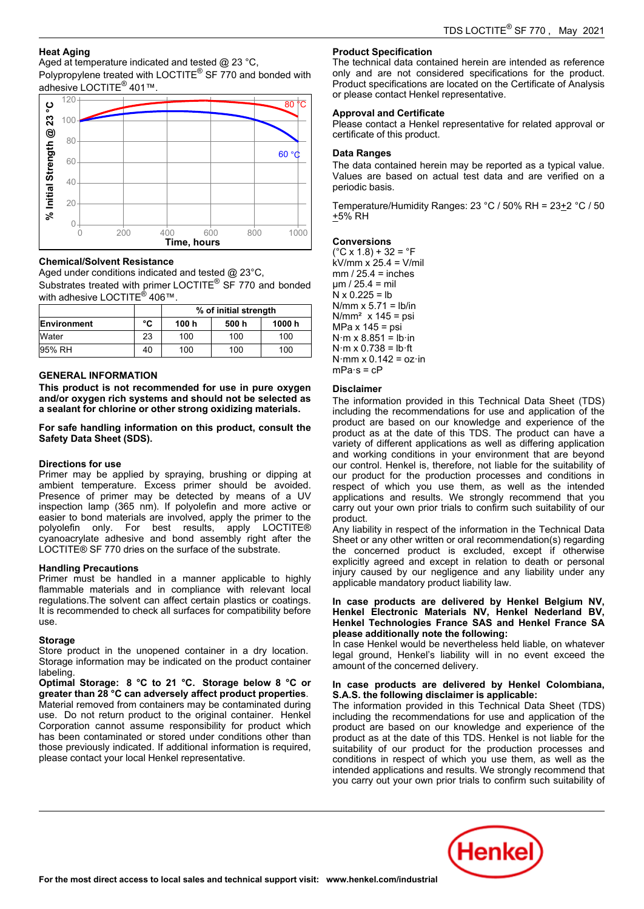### Heat Aging

Aged at temperature indicated and tested @ 23 °C,
Polypropylene treated with LOCTITE® SF 770 and bonded with adhesive LOCTITE® 401™.

### Chemical/Solvent Resistance

Aged under conditions indicated and tested @ 23°C,
Substrates treated with primer LOCTITE® SF 770 and bonded with adhesive LOCTITE® 406™.

| | | % of initial strength | | |
|---|---|---|---|---|
| **Environment** | **°C** | **100 h** | **500 h** | **1000 h** |
| Water | 23 | 100 | 100 | 100 |
| 95% RH | 40 | 100 | 100 | 100 |

## GENERAL INFORMATION

**This product is not recommended for use in pure oxygen and/or oxygen rich systems and should not be selected as a sealant for chlorine or other strong oxidizing materials.**

**For safe handling information on this product, consult the Safety Data Sheet (SDS).**

### Directions for use

Primer may be applied by spraying, brushing or dipping at ambient temperature. Excess primer should be avoided. Presence of primer may be detected by means of a UV inspection lamp (365 nm). If polyolefin and more active or easier to bond materials are involved, apply the primer to the polyolefin only. For best results, apply LOCTITE® cyanoacrylate adhesive and bond assembly right after the LOCTITE® SF 770 dries on the surface of the substrate.

### Handling Precautions

Primer must be handled in a manner applicable to highly flammable materials and in compliance with relevant local regulations.The solvent can affect certain plastics or coatings. It is recommended to check all surfaces for compatibility before use.

### Storage

Store product in the unopened container in a dry location. Storage information may be indicated on the product container labeling.

**Optimal Storage: 8 °C to 21 °C. Storage below 8 °C or greater than 28 °C can adversely affect product properties**.
Material removed from containers may be contaminated during use. Do not return product to the original container. Henkel Corporation cannot assume responsibility for product which has been contaminated or stored under conditions other than those previously indicated. If additional information is required, please contact your local Henkel representative.

### Product Specification

The technical data contained herein are intended as reference only and are not considered specifications for the product. Product specifications are located on the Certificate of Analysis or please contact Henkel representative.

### Approval and Certificate

Please contact a Henkel representative for related approval or certificate of this product.

### Data Ranges

The data contained herein may be reported as a typical value. Values are based on actual test data and are verified on a periodic basis.

Temperature/Humidity Ranges: 23 °C / 50% RH = 23±2 °C / 50 ±5% RH

### Conversions

(°C x 1.8) + 32 = °F
kV/mm x 25.4 = V/mil
mm / 25.4 = inches
µm / 25.4 = mil
N x 0.225 = lb
N/mm x 5.71 = lb/in
N/mm² x 145 = psi
MPa x 145 = psi
N·m x 8.851 = lb·in
N·m x 0.738 = lb·ft
N·mm x 0.142 = oz·in
mPa·s = cP

### Disclaimer

The information provided in this Technical Data Sheet (TDS) including the recommendations for use and application of the product are based on our knowledge and experience of the product as at the date of this TDS. The product can have a variety of different applications as well as differing application and working conditions in your environment that are beyond our control. Henkel is, therefore, not liable for the suitability of our product for the production processes and conditions in respect of which you use them, as well as the intended applications and results. We strongly recommend that you carry out your own prior trials to confirm such suitability of our product.
Any liability in respect of the information in the Technical Data Sheet or any other written or oral recommendation(s) regarding the concerned product is excluded, except if otherwise explicitly agreed and except in relation to death or personal injury caused by our negligence and any liability under any applicable mandatory product liability law.

**In case products are delivered by Henkel Belgium NV, Henkel Electronic Materials NV, Henkel Nederland BV, Henkel Technologies France SAS and Henkel France SA please additionally note the following:**
In case Henkel would be nevertheless held liable, on whatever legal ground, Henkel's liability will in no event exceed the amount of the concerned delivery.

**In case products are delivered by Henkel Colombiana, S.A.S. the following disclaimer is applicable:**
The information provided in this Technical Data Sheet (TDS) including the recommendations for use and application of the product are based on our knowledge and experience of the product as at the date of this TDS. Henkel is not liable for the suitability of our product for the production processes and conditions in respect of which you use them, as well as the intended applications and results. We strongly recommend that you carry out your own prior trials to confirm such suitability of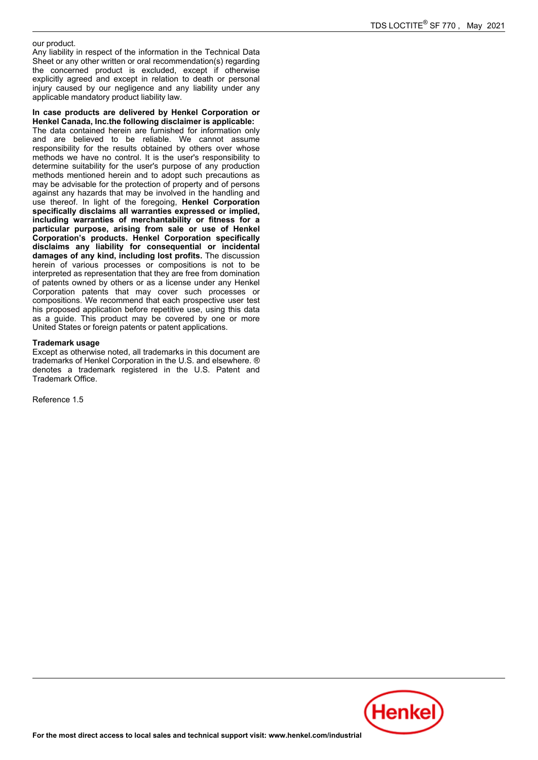our product.
Any liability in respect of the information in the Technical Data Sheet or any other written or oral recommendation(s) regarding the concerned product is excluded, except if otherwise explicitly agreed and except in relation to death or personal injury caused by our negligence and any liability under any applicable mandatory product liability law.

**In case products are delivered by Henkel Corporation or Henkel Canada, Inc.the following disclaimer is applicable:**
The data contained herein are furnished for information only and are believed to be reliable. We cannot assume responsibility for the results obtained by others over whose methods we have no control. It is the user's responsibility to determine suitability for the user's purpose of any production methods mentioned herein and to adopt such precautions as may be advisable for the protection of property and of persons against any hazards that may be involved in the handling and use thereof. In light of the foregoing, **Henkel Corporation specifically disclaims all warranties expressed or implied, including warranties of merchantability or fitness for a particular purpose, arising from sale or use of Henkel Corporation's products. Henkel Corporation specifically disclaims any liability for consequential or incidental damages of any kind, including lost profits.** The discussion herein of various processes or compositions is not to be interpreted as representation that they are free from domination of patents owned by others or as a license under any Henkel Corporation patents that may cover such processes or compositions. We recommend that each prospective user test his proposed application before repetitive use, using this data as a guide. This product may be covered by one or more United States or foreign patents or patent applications.

**Trademark usage**
Except as otherwise noted, all trademarks in this document are trademarks of Henkel Corporation in the U.S. and elsewhere. ® denotes a trademark registered in the U.S. Patent and Trademark Office.

Reference 1.5

**For the most direct access to local sales and technical support visit: www.henkel.com/industrial**